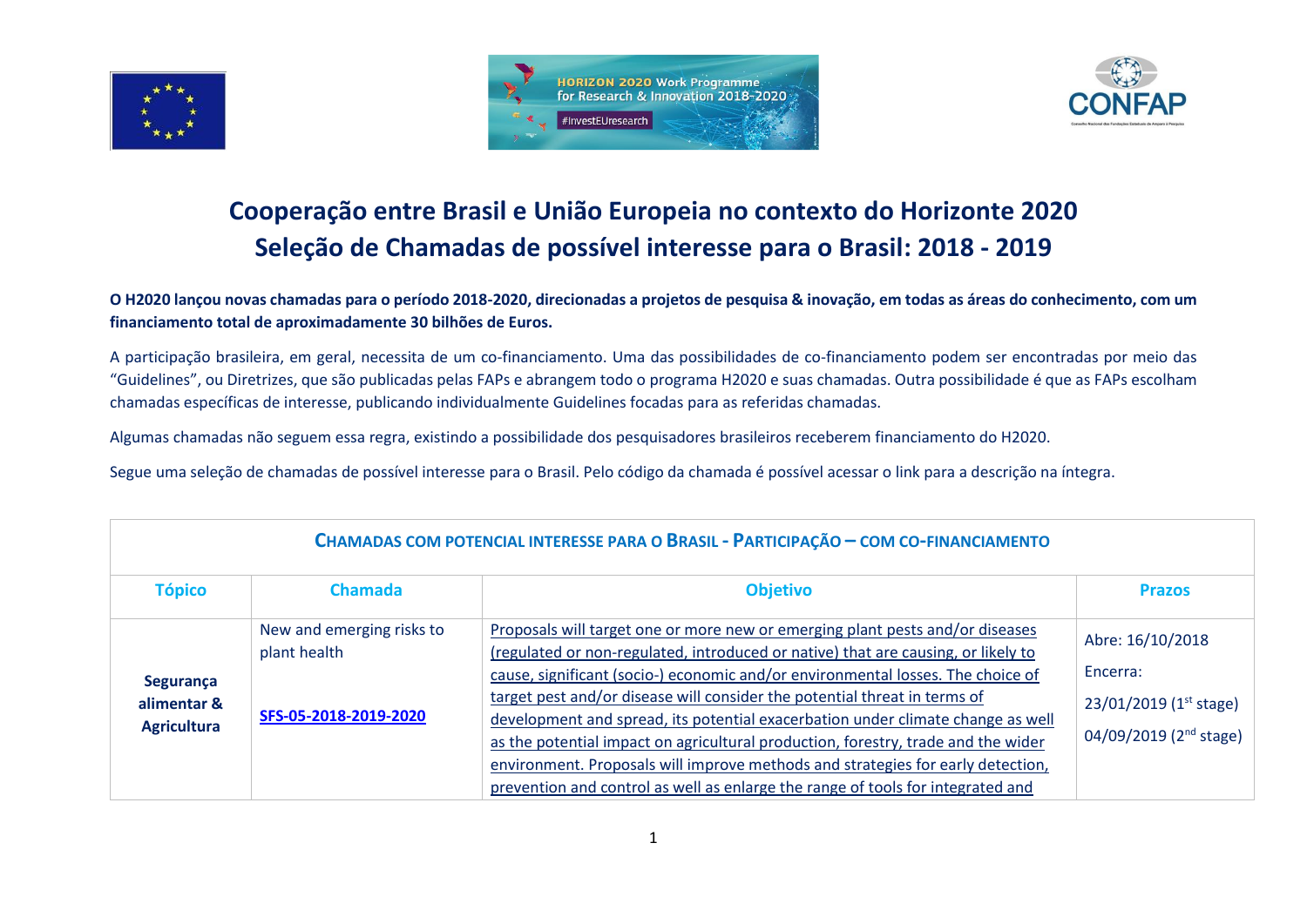# Cooperação entre Brasil e União Europeia no contexto do Horizonte 2020
## Seleção de Chamadas de possível interesse para o Brasil: 2018 - 2019

**O H2020 lançou novas chamadas para o período 2018-2020, direcionadas a projetos de pesquisa & inovação, em todas as áreas do conhecimento, com um financiamento total de aproximadamente 30 bilhões de Euros.**

A participação brasileira, em geral, necessita de um co-financiamento. Uma das possibilidades de co-financiamento podem ser encontradas por meio das "Guidelines", ou Diretrizes, que são publicadas pelas FAPs e abrangem todo o programa H2020 e suas chamadas. Outra possibilidade é que as FAPs escolham chamadas específicas de interesse, publicando individualmente Guidelines focadas para as referidas chamadas.

Algumas chamadas não seguem essa regra, existindo a possibilidade dos pesquisadores brasileiros receberem financiamento do H2020.

Segue uma seleção de chamadas de possível interesse para o Brasil. Pelo código da chamada é possível acessar o link para a descrição na íntegra.

| **CHAMADAS COM POTENCIAL INTERESSE PARA O BRASIL - PARTICIPAÇÃO – COM CO-FINANCIAMENTO** | | | |
|---|---|---|---|
| **Tópico** | **Chamada** | **Objetivo** | **Prazos** |
| **Segurança alimentar & Agricultura** | New and emerging risks to plant health<br><br>SFS-05-2018-2019-2020 | Proposals will target one or more new or emerging plant pests and/or diseases (regulated or non-regulated, introduced or native) that are causing, or likely to cause, significant (socio-) economic and/or environmental losses. The choice of target pest and/or disease will consider the potential threat in terms of development and spread, its potential exacerbation under climate change as well as the potential impact on agricultural production, forestry, trade and the wider environment. Proposals will improve methods and strategies for early detection, prevention and control as well as enlarge the range of tools for integrated and | Abre: 16/10/2018<br>Encerra:<br>23/01/2019 (1st stage)<br>04/09/2019 (2nd stage) |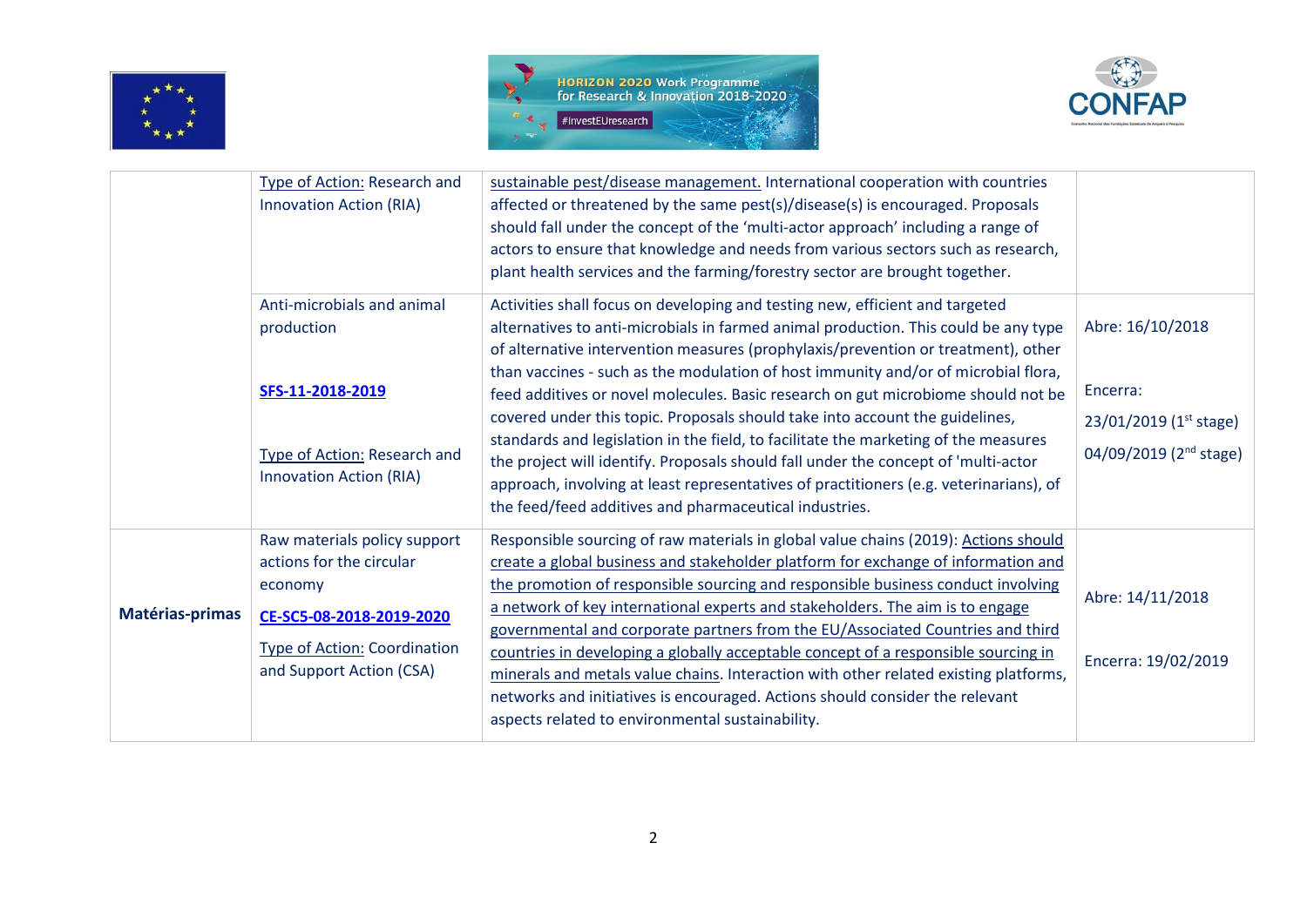| | | | |
|---|---|---|---|
| | Type of Action: Research and Innovation Action (RIA) | sustainable pest/disease management. International cooperation with countries affected or threatened by the same pest(s)/disease(s) is encouraged. Proposals should fall under the concept of the 'multi-actor approach' including a range of actors to ensure that knowledge and needs from various sectors such as research, plant health services and the farming/forestry sector are brought together. | |
| | Anti-microbials and animal production<br><br>**SFS-11-2018-2019**<br><br>Type of Action: Research and Innovation Action (RIA) | Activities shall focus on developing and testing new, efficient and targeted alternatives to anti-microbials in farmed animal production. This could be any type of alternative intervention measures (prophylaxis/prevention or treatment), other than vaccines - such as the modulation of host immunity and/or of microbial flora, feed additives or novel molecules. Basic research on gut microbiome should not be covered under this topic. Proposals should take into account the guidelines, standards and legislation in the field, to facilitate the marketing of the measures the project will identify. Proposals should fall under the concept of 'multi-actor approach, involving at least representatives of practitioners (e.g. veterinarians), of the feed/feed additives and pharmaceutical industries. | Abre: 16/10/2018<br><br>Encerra:<br>23/01/2019 (1st stage)<br>04/09/2019 (2nd stage) |
| **Matérias-primas** | Raw materials policy support actions for the circular economy<br>**CE-SC5-08-2018-2019-2020**<br>Type of Action: Coordination and Support Action (CSA) | Responsible sourcing of raw materials in global value chains (2019): Actions should create a global business and stakeholder platform for exchange of information and the promotion of responsible sourcing and responsible business conduct involving a network of key international experts and stakeholders. The aim is to engage governmental and corporate partners from the EU/Associated Countries and third countries in developing a globally acceptable concept of a responsible sourcing in minerals and metals value chains. Interaction with other related existing platforms, networks and initiatives is encouraged. Actions should consider the relevant aspects related to environmental sustainability. | Abre: 14/11/2018<br><br>Encerra: 19/02/2019 |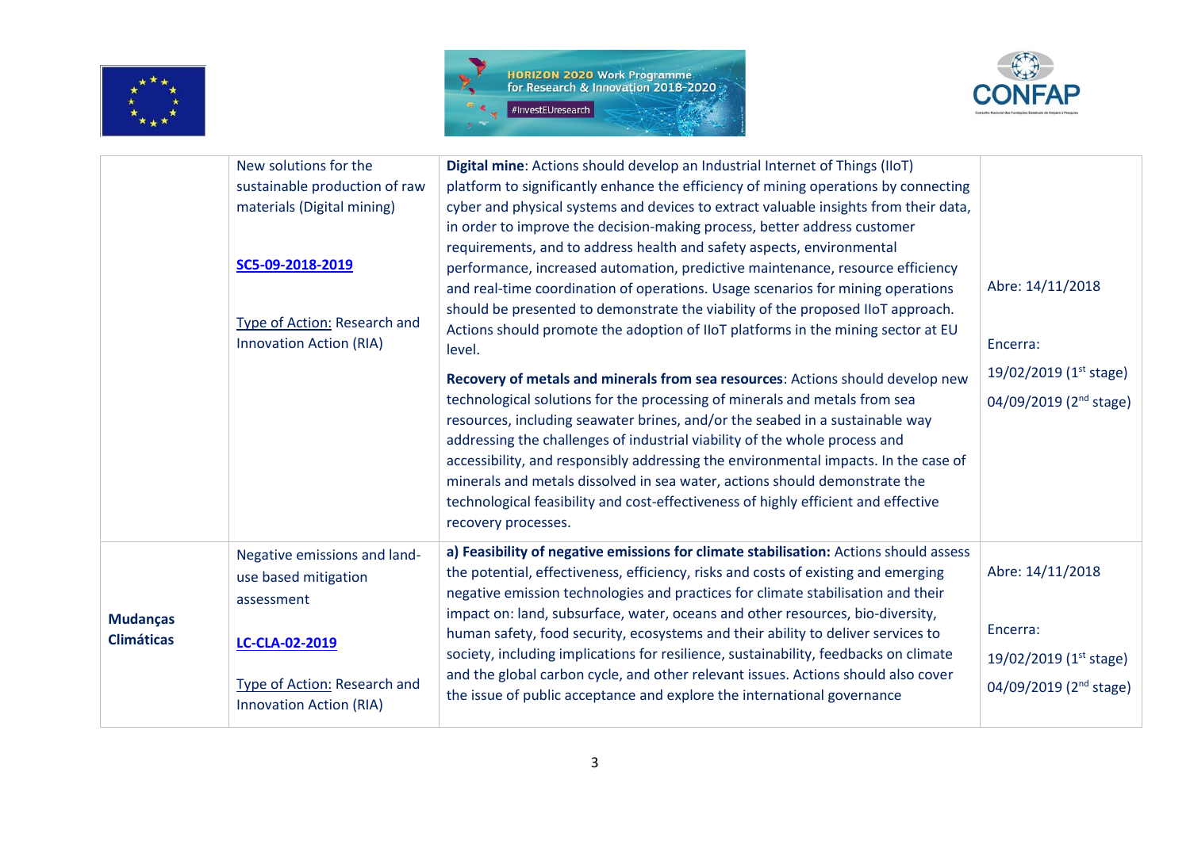| | | | |
|---|---|---|---|
| | New solutions for the sustainable production of raw materials (Digital mining)<br><br>**SC5-09-2018-2019**<br><br>Type of Action: Research and Innovation Action (RIA) | **Digital mine**: Actions should develop an Industrial Internet of Things (IIoT) platform to significantly enhance the efficiency of mining operations by connecting cyber and physical systems and devices to extract valuable insights from their data, in order to improve the decision-making process, better address customer requirements, and to address health and safety aspects, environmental performance, increased automation, predictive maintenance, resource efficiency and real-time coordination of operations. Usage scenarios for mining operations should be presented to demonstrate the viability of the proposed IIoT approach. Actions should promote the adoption of IIoT platforms in the mining sector at EU level.<br><br>**Recovery of metals and minerals from sea resources**: Actions should develop new technological solutions for the processing of minerals and metals from sea resources, including seawater brines, and/or the seabed in a sustainable way addressing the challenges of industrial viability of the whole process and accessibility, and responsibly addressing the environmental impacts. In the case of minerals and metals dissolved in sea water, actions should demonstrate the technological feasibility and cost-effectiveness of highly efficient and effective recovery processes. | Abre: 14/11/2018<br><br>Encerra:<br>19/02/2019 (1st stage)<br>04/09/2019 (2nd stage) |
| **Mudanças Climáticas** | Negative emissions and land-use based mitigation assessment<br><br>**LC-CLA-02-2019**<br><br>Type of Action: Research and Innovation Action (RIA) | **a) Feasibility of negative emissions for climate stabilisation:** Actions should assess the potential, effectiveness, efficiency, risks and costs of existing and emerging negative emission technologies and practices for climate stabilisation and their impact on: land, subsurface, water, oceans and other resources, bio-diversity, human safety, food security, ecosystems and their ability to deliver services to society, including implications for resilience, sustainability, feedbacks on climate and the global carbon cycle, and other relevant issues. Actions should also cover the issue of public acceptance and explore the international governance | Abre: 14/11/2018<br><br>Encerra:<br>19/02/2019 (1st stage)<br>04/09/2019 (2nd stage) |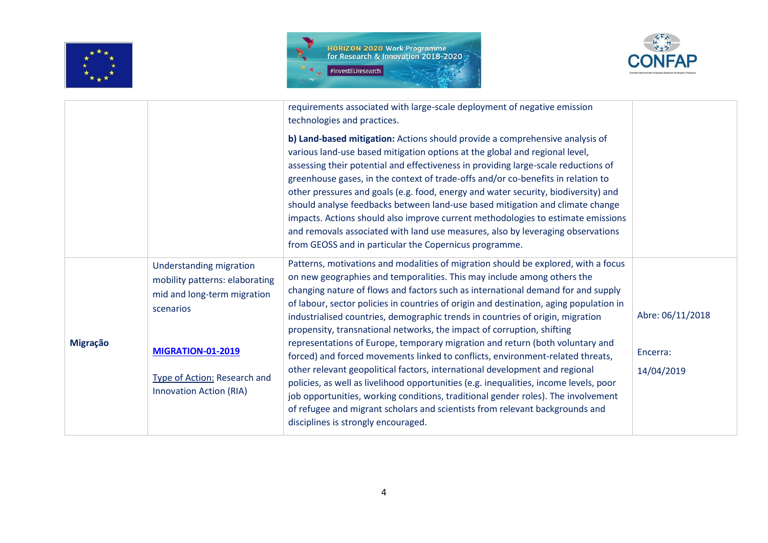| | | | |
|---|---|---|---|
| | | requirements associated with large-scale deployment of negative emission technologies and practices.<br><br>**b) Land-based mitigation:** Actions should provide a comprehensive analysis of various land-use based mitigation options at the global and regional level, assessing their potential and effectiveness in providing large-scale reductions of greenhouse gases, in the context of trade-offs and/or co-benefits in relation to other pressures and goals (e.g. food, energy and water security, biodiversity) and should analyse feedbacks between land-use based mitigation and climate change impacts. Actions should also improve current methodologies to estimate emissions and removals associated with land use measures, also by leveraging observations from GEOSS and in particular the Copernicus programme. | |
| **Migração** | Understanding migration mobility patterns: elaborating mid and long-term migration scenarios<br><br>**MIGRATION-01-2019**<br><br>Type of Action: Research and Innovation Action (RIA) | Patterns, motivations and modalities of migration should be explored, with a focus on new geographies and temporalities. This may include among others the changing nature of flows and factors such as international demand for and supply of labour, sector policies in countries of origin and destination, aging population in industrialised countries, demographic trends in countries of origin, migration propensity, transnational networks, the impact of corruption, shifting representations of Europe, temporary migration and return (both voluntary and forced) and forced movements linked to conflicts, environment-related threats, other relevant geopolitical factors, international development and regional policies, as well as livelihood opportunities (e.g. inequalities, income levels, poor job opportunities, working conditions, traditional gender roles). The involvement of refugee and migrant scholars and scientists from relevant backgrounds and disciplines is strongly encouraged. | Abre: 06/11/2018<br><br>Encerra: 14/04/2019 |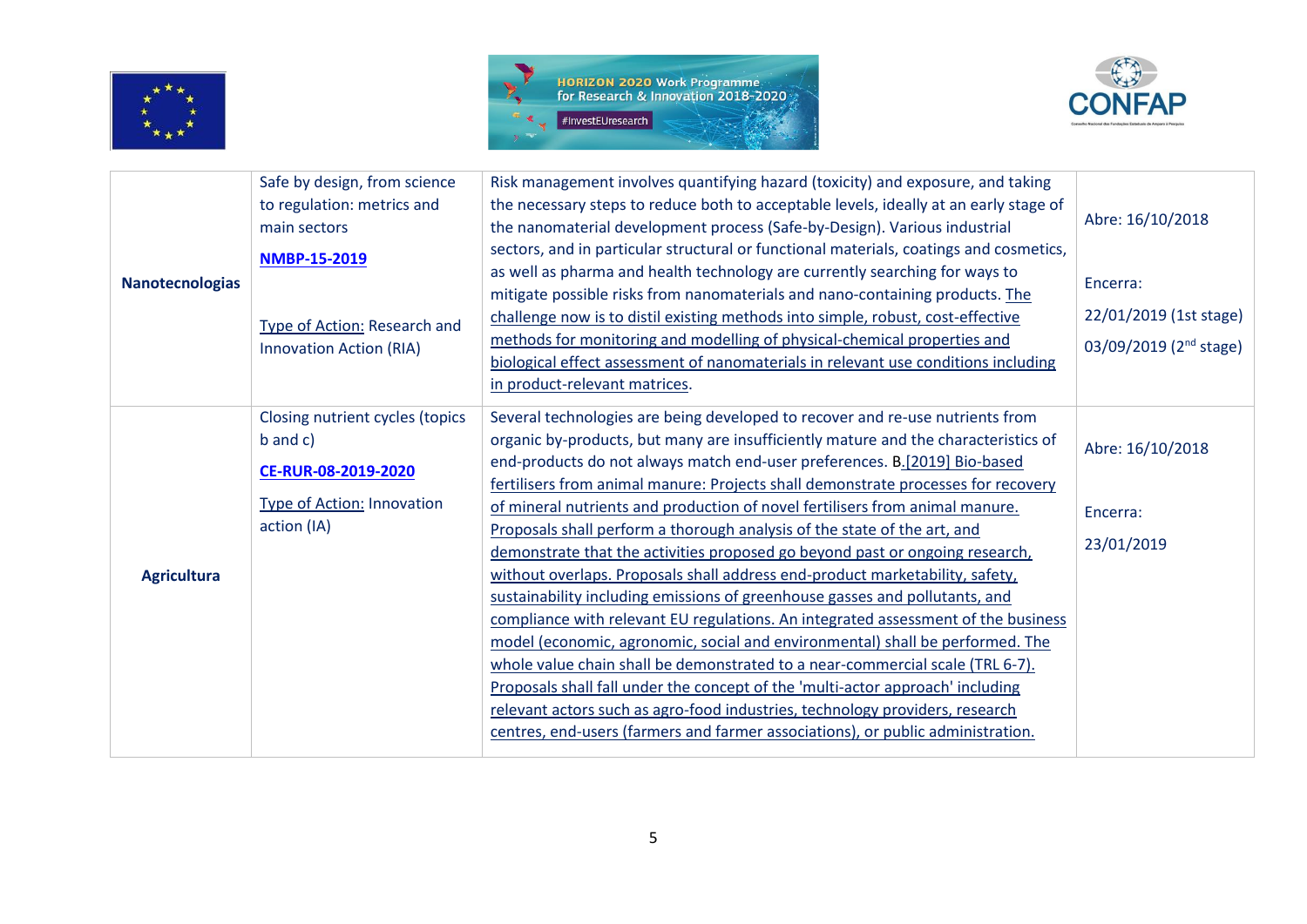| | | | |
|---|---|---|---|
| **Nanotecnologias** | Safe by design, from science to regulation: metrics and main sectors<br><br>**NMBP-15-2019**<br><br>Type of Action: Research and Innovation Action (RIA) | Risk management involves quantifying hazard (toxicity) and exposure, and taking the necessary steps to reduce both to acceptable levels, ideally at an early stage of the nanomaterial development process (Safe-by-Design). Various industrial sectors, and in particular structural or functional materials, coatings and cosmetics, as well as pharma and health technology are currently searching for ways to mitigate possible risks from nanomaterials and nano-containing products. The challenge now is to distil existing methods into simple, robust, cost-effective methods for monitoring and modelling of physical-chemical properties and biological effect assessment of nanomaterials in relevant use conditions including in product-relevant matrices. | Abre: 16/10/2018<br><br>Encerra:<br>22/01/2019 (1st stage)<br>03/09/2019 (2nd stage) |
| **Agricultura** | Closing nutrient cycles (topics b and c)<br><br>**CE-RUR-08-2019-2020**<br><br>Type of Action: Innovation action (IA) | Several technologies are being developed to recover and re-use nutrients from organic by-products, but many are insufficiently mature and the characteristics of end-products do not always match end-user preferences. B.[2019] Bio-based fertilisers from animal manure: Projects shall demonstrate processes for recovery of mineral nutrients and production of novel fertilisers from animal manure. Proposals shall perform a thorough analysis of the state of the art, and demonstrate that the activities proposed go beyond past or ongoing research, without overlaps. Proposals shall address end-product marketability, safety, sustainability including emissions of greenhouse gasses and pollutants, and compliance with relevant EU regulations. An integrated assessment of the business model (economic, agronomic, social and environmental) shall be performed. The whole value chain shall be demonstrated to a near-commercial scale (TRL 6-7). Proposals shall fall under the concept of the 'multi-actor approach' including relevant actors such as agro-food industries, technology providers, research centres, end-users (farmers and farmer associations), or public administration. | Abre: 16/10/2018<br><br>Encerra:<br>23/01/2019 |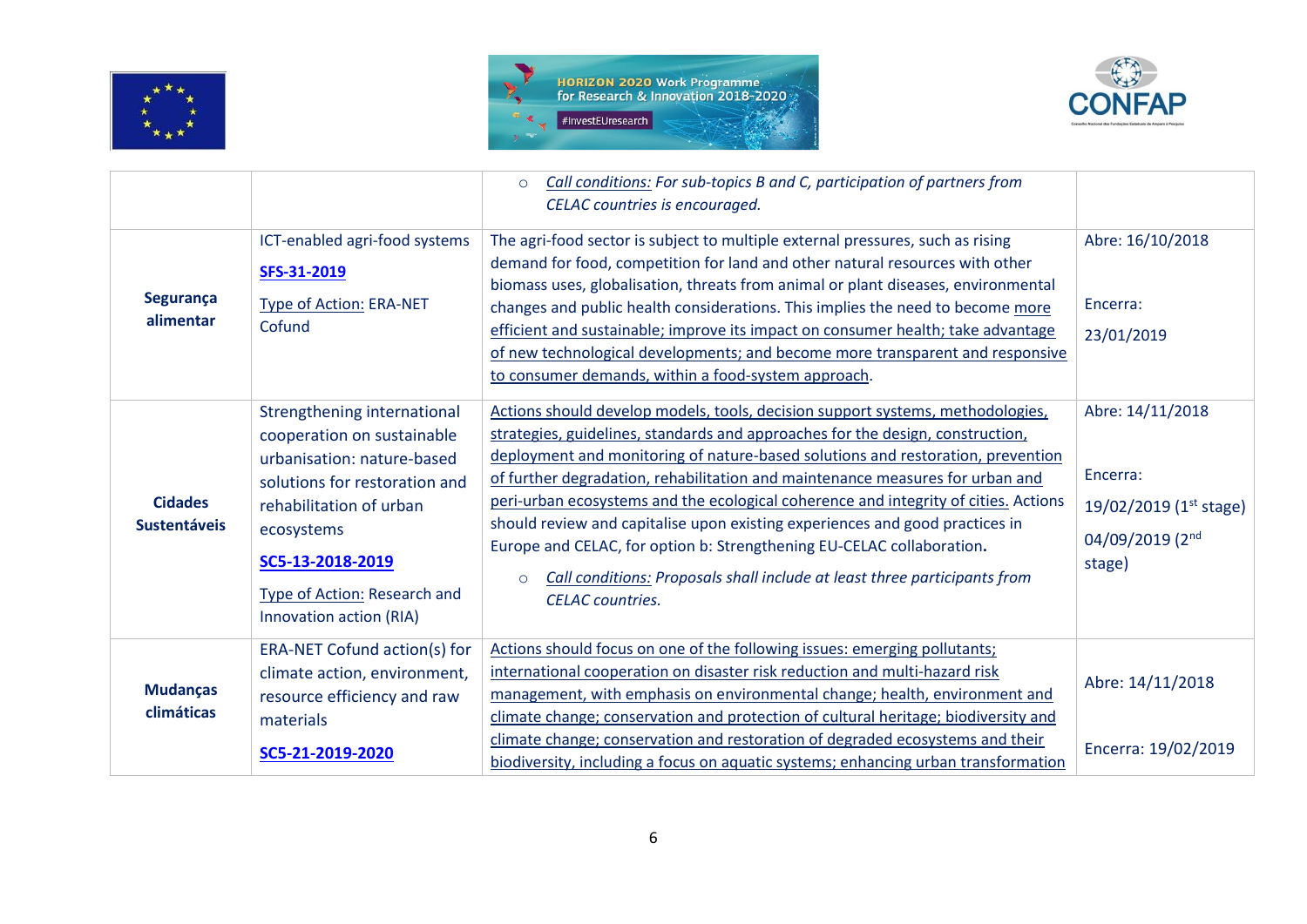| | | | |
|---|---|---|---|
| | | ○ *Call conditions: For sub-topics B and C, participation of partners from CELAC countries is encouraged.* | |
| **Segurança alimentar** | ICT-enabled agri-food systems<br>**SFS-31-2019**<br>Type of Action: ERA-NET Cofund | The agri-food sector is subject to multiple external pressures, such as rising demand for food, competition for land and other natural resources with other biomass uses, globalisation, threats from animal or plant diseases, environmental changes and public health considerations. This implies the need to become more efficient and sustainable; improve its impact on consumer health; take advantage of new technological developments; and become more transparent and responsive to consumer demands, within a food-system approach. | Abre: 16/10/2018<br><br>Encerra: 23/01/2019 |
| **Cidades Sustentáveis** | Strengthening international cooperation on sustainable urbanisation: nature-based solutions for restoration and rehabilitation of urban ecosystems<br>**SC5-13-2018-2019**<br>Type of Action: Research and Innovation action (RIA) | Actions should develop models, tools, decision support systems, methodologies, strategies, guidelines, standards and approaches for the design, construction, deployment and monitoring of nature-based solutions and restoration, prevention of further degradation, rehabilitation and maintenance measures for urban and peri-urban ecosystems and the ecological coherence and integrity of cities. Actions should review and capitalise upon existing experiences and good practices in Europe and CELAC, for option b: Strengthening EU-CELAC collaboration.<br>○ *Call conditions: Proposals shall include at least three participants from CELAC countries.* | Abre: 14/11/2018<br><br>Encerra: 19/02/2019 (1st stage)<br>04/09/2019 (2nd stage) |
| **Mudanças climáticas** | ERA-NET Cofund action(s) for climate action, environment, resource efficiency and raw materials<br>**SC5-21-2019-2020** | Actions should focus on one of the following issues: emerging pollutants; international cooperation on disaster risk reduction and multi-hazard risk management, with emphasis on environmental change; health, environment and climate change; conservation and protection of cultural heritage; biodiversity and climate change; conservation and restoration of degraded ecosystems and their biodiversity, including a focus on aquatic systems; enhancing urban transformation | Abre: 14/11/2018<br><br>Encerra: 19/02/2019 |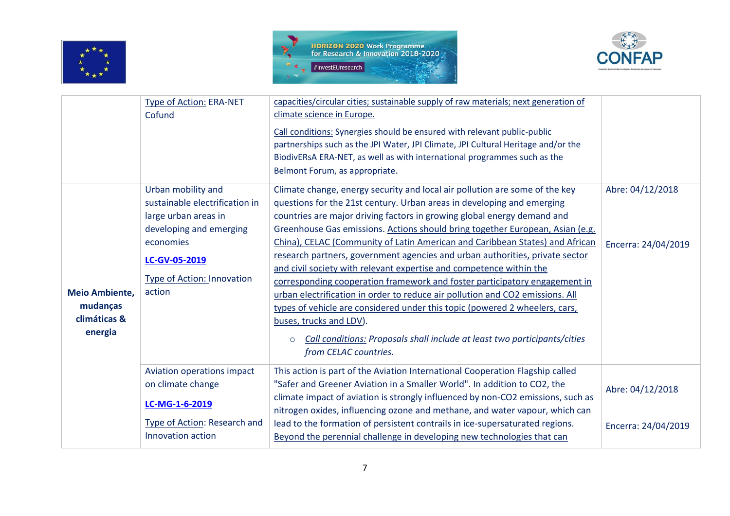| | | | |
|---|---|---|---|
| | Type of Action: ERA-NET Cofund | capacities/circular cities; sustainable supply of raw materials; next generation of climate science in Europe.<br><br>Call conditions: Synergies should be ensured with relevant public-public partnerships such as the JPI Water, JPI Climate, JPI Cultural Heritage and/or the BiodivERsA ERA-NET, as well as with international programmes such as the Belmont Forum, as appropriate. | |
| **Meio Ambiente, mudanças climáticas & energia** | Urban mobility and sustainable electrification in large urban areas in developing and emerging economies<br><br>**LC-GV-05-2019**<br><br>Type of Action: Innovation action | Climate change, energy security and local air pollution are some of the key questions for the 21st century. Urban areas in developing and emerging countries are major driving factors in growing global energy demand and Greenhouse Gas emissions. Actions should bring together European, Asian (e.g. China), CELAC (Community of Latin American and Caribbean States) and African research partners, government agencies and urban authorities, private sector and civil society with relevant expertise and competence within the corresponding cooperation framework and foster participatory engagement in urban electrification in order to reduce air pollution and $CO_2$ emissions. All types of vehicle are considered under this topic (powered 2 wheelers, cars, buses, trucks and LDV).<br><br>○ *Call conditions: Proposals shall include at least two participants/cities from CELAC countries.* | Abre: 04/12/2018<br><br>Encerra: 24/04/2019 |
| | Aviation operations impact on climate change<br><br>**LC-MG-1-6-2019**<br><br>Type of Action: Research and Innovation action | This action is part of the Aviation International Cooperation Flagship called "Safer and Greener Aviation in a Smaller World". In addition to $CO_2$, the climate impact of aviation is strongly influenced by non-$CO_2$ emissions, such as nitrogen oxides, influencing ozone and methane, and water vapour, which can lead to the formation of persistent contrails in ice-supersaturated regions. Beyond the perennial challenge in developing new technologies that can | Abre: 04/12/2018<br><br>Encerra: 24/04/2019 |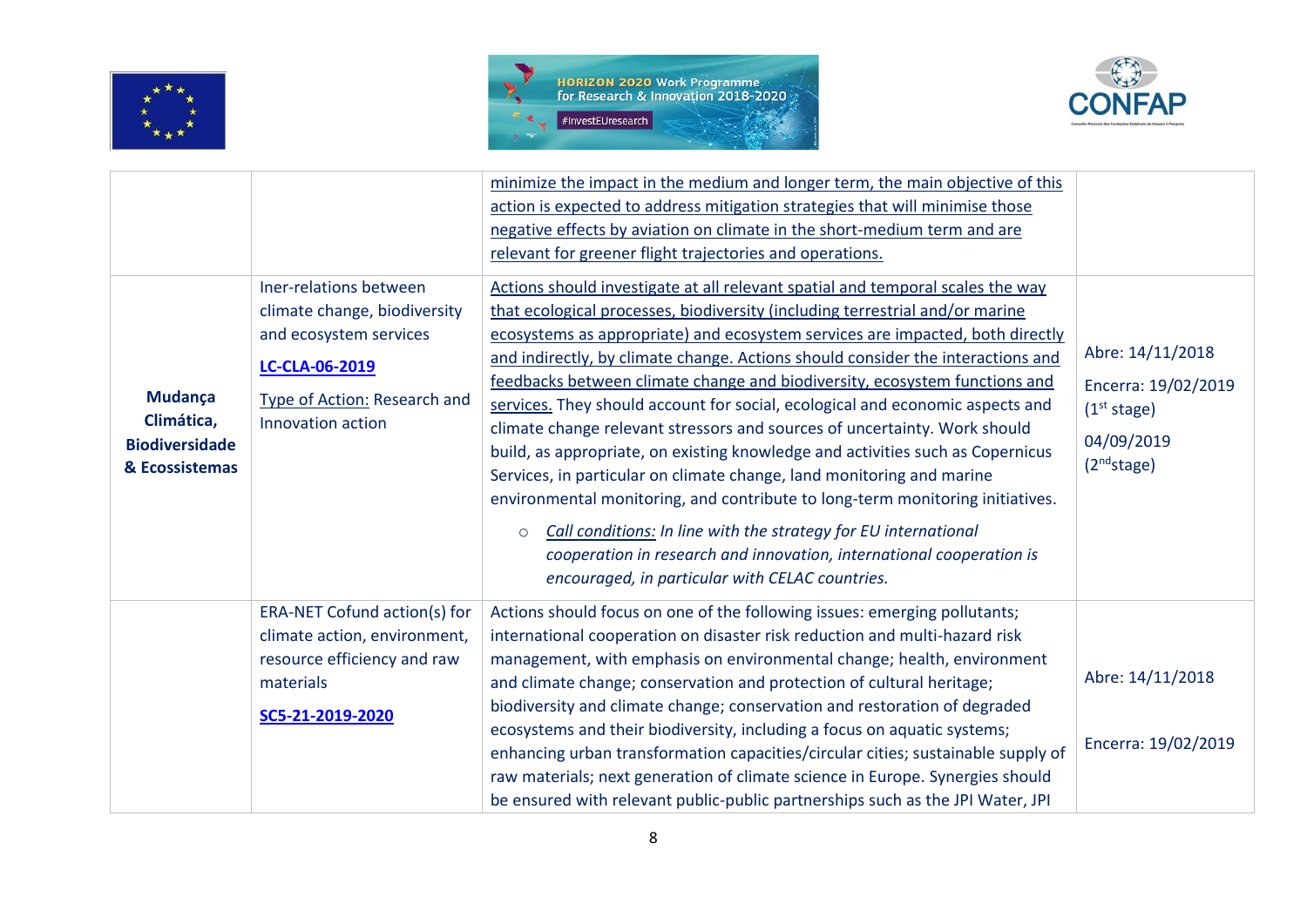| | | | |
|---|---|---|---|
| | | minimize the impact in the medium and longer term, the main objective of this action is expected to address mitigation strategies that will minimise those negative effects by aviation on climate in the short-medium term and are relevant for greener flight trajectories and operations. | |
| **Mudança Climática, Biodiversidade & Ecossistemas** | Iner-relations between climate change, biodiversity and ecosystem services<br><br>**LC-CLA-06-2019**<br><br>Type of Action: Research and Innovation action | Actions should investigate at all relevant spatial and temporal scales the way that ecological processes, biodiversity (including terrestrial and/or marine ecosystems as appropriate) and ecosystem services are impacted, both directly and indirectly, by climate change. Actions should consider the interactions and feedbacks between climate change and biodiversity, ecosystem functions and services. They should account for social, ecological and economic aspects and climate change relevant stressors and sources of uncertainty. Work should build, as appropriate, on existing knowledge and activities such as Copernicus Services, in particular on climate change, land monitoring and marine environmental monitoring, and contribute to long-term monitoring initiatives.<br><br>◦ *Call conditions: In line with the strategy for EU international cooperation in research and innovation, international cooperation is encouraged, in particular with CELAC countries.* | Abre: 14/11/2018<br><br>Encerra: 19/02/2019 (1st stage)<br><br>04/09/2019 (2nd stage) |
| | ERA-NET Cofund action(s) for climate action, environment, resource efficiency and raw materials<br><br>**SC5-21-2019-2020** | Actions should focus on one of the following issues: emerging pollutants; international cooperation on disaster risk reduction and multi-hazard risk management, with emphasis on environmental change; health, environment and climate change; conservation and protection of cultural heritage; biodiversity and climate change; conservation and restoration of degraded ecosystems and their biodiversity, including a focus on aquatic systems; enhancing urban transformation capacities/circular cities; sustainable supply of raw materials; next generation of climate science in Europe. Synergies should be ensured with relevant public-public partnerships such as the JPI Water, JPI | Abre: 14/11/2018<br><br>Encerra: 19/02/2019 |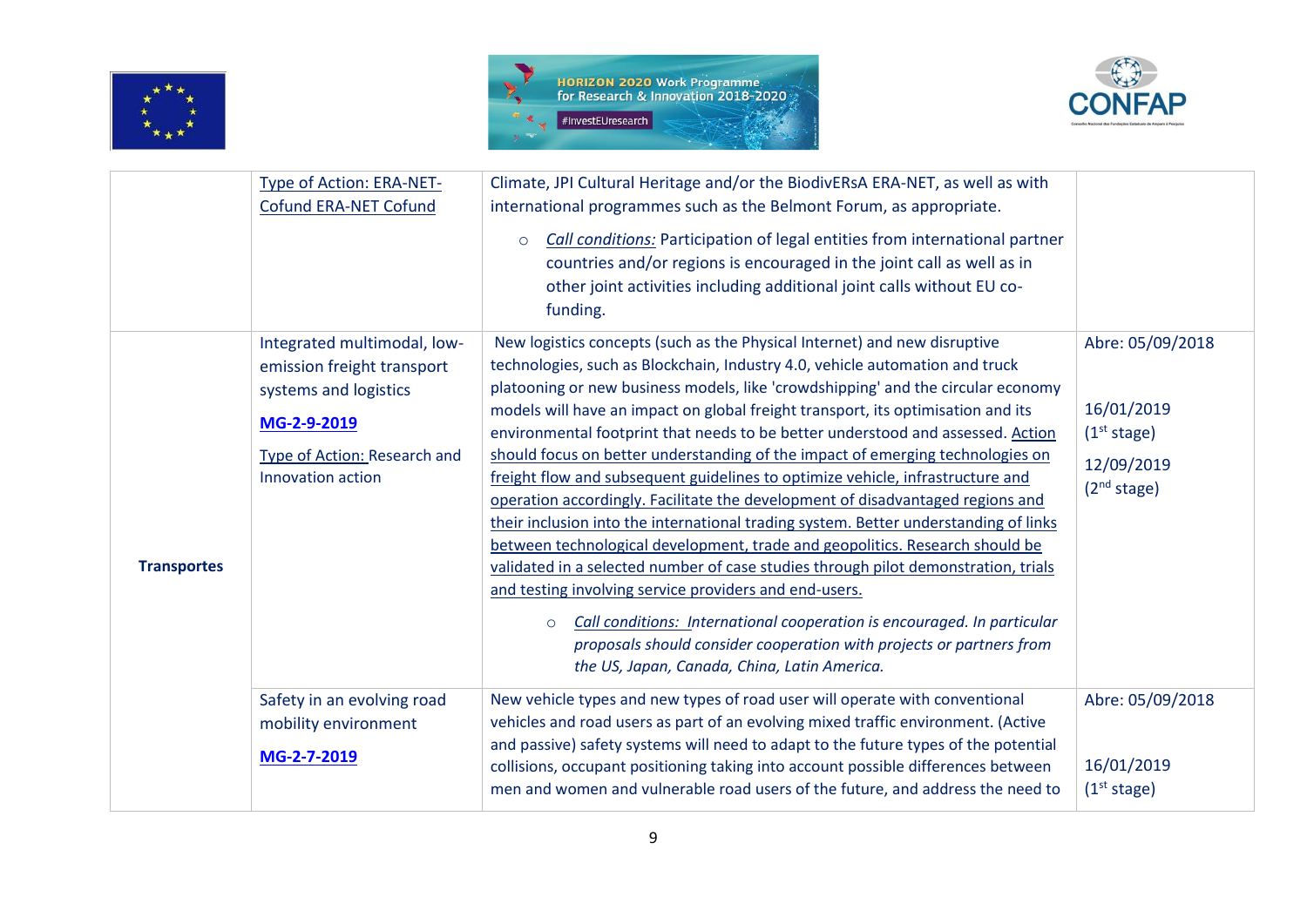| | | | |
|---|---|---|---|
| | Type of Action: ERA-NET-Cofund ERA-NET Cofund | Climate, JPI Cultural Heritage and/or the BiodivERsA ERA-NET, as well as with international programmes such as the Belmont Forum, as appropriate.<br><br>○ *Call conditions:* Participation of legal entities from international partner countries and/or regions is encouraged in the joint call as well as in other joint activities including additional joint calls without EU co-funding. | |
| **Transportes** | Integrated multimodal, low-emission freight transport systems and logistics<br><br>**MG-2-9-2019**<br><br>Type of Action: Research and Innovation action | New logistics concepts (such as the Physical Internet) and new disruptive technologies, such as Blockchain, Industry 4.0, vehicle automation and truck platooning or new business models, like 'crowdshipping' and the circular economy models will have an impact on global freight transport, its optimisation and its environmental footprint that needs to be better understood and assessed. Action should focus on better understanding of the impact of emerging technologies on freight flow and subsequent guidelines to optimize vehicle, infrastructure and operation accordingly. Facilitate the development of disadvantaged regions and their inclusion into the international trading system. Better understanding of links between technological development, trade and geopolitics. Research should be validated in a selected number of case studies through pilot demonstration, trials and testing involving service providers and end-users.<br><br>○ *Call conditions: International cooperation is encouraged. In particular proposals should consider cooperation with projects or partners from the US, Japan, Canada, China, Latin America.* | Abre: 05/09/2018<br><br>16/01/2019 (1st stage)<br><br>12/09/2019 (2nd stage) |
| | Safety in an evolving road mobility environment<br><br>**MG-2-7-2019** | New vehicle types and new types of road user will operate with conventional vehicles and road users as part of an evolving mixed traffic environment. (Active and passive) safety systems will need to adapt to the future types of the potential collisions, occupant positioning taking into account possible differences between men and women and vulnerable road users of the future, and address the need to | Abre: 05/09/2018<br><br>16/01/2019 (1st stage) |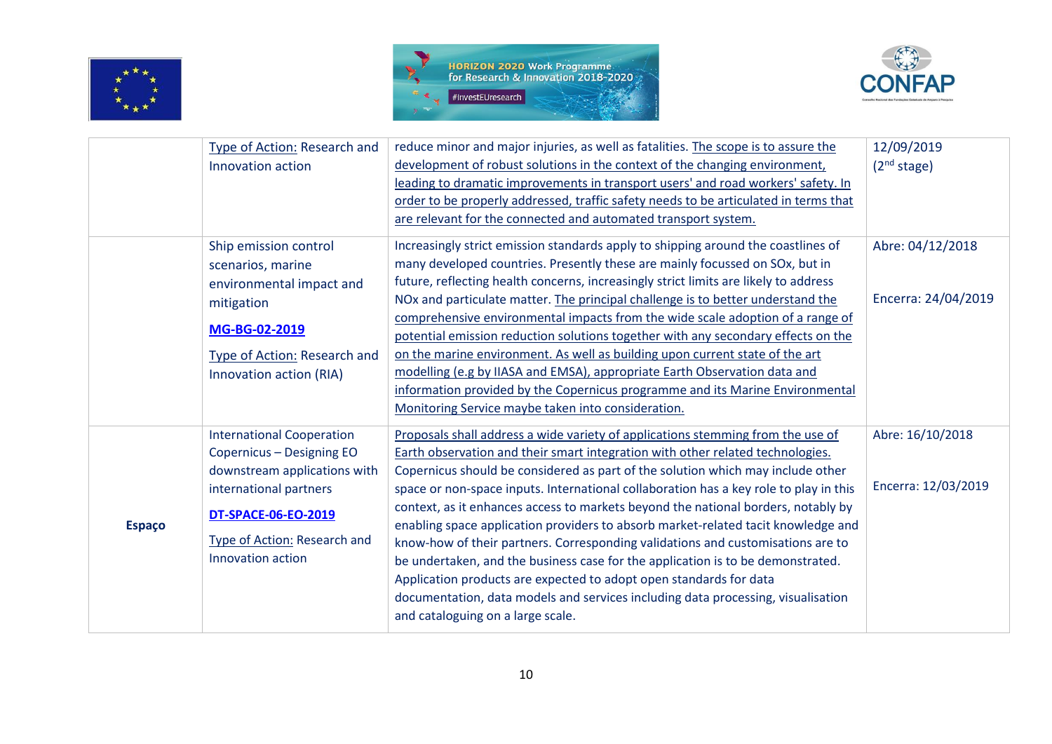| | | | |
|---|---|---|---|
| | Type of Action: Research and Innovation action | reduce minor and major injuries, as well as fatalities. The scope is to assure the development of robust solutions in the context of the changing environment, leading to dramatic improvements in transport users' and road workers' safety. In order to be properly addressed, traffic safety needs to be articulated in terms that are relevant for the connected and automated transport system. | 12/09/2019 (2nd stage) |
| | Ship emission control scenarios, marine environmental impact and mitigation<br><br>**MG-BG-02-2019**<br><br>Type of Action: Research and Innovation action (RIA) | Increasingly strict emission standards apply to shipping around the coastlines of many developed countries. Presently these are mainly focussed on SOx, but in future, reflecting health concerns, increasingly strict limits are likely to address NOx and particulate matter. The principal challenge is to better understand the comprehensive environmental impacts from the wide scale adoption of a range of potential emission reduction solutions together with any secondary effects on the on the marine environment. As well as building upon current state of the art modelling (e.g by IIASA and EMSA), appropriate Earth Observation data and information provided by the Copernicus programme and its Marine Environmental Monitoring Service maybe taken into consideration. | Abre: 04/12/2018<br><br>Encerra: 24/04/2019 |
| **Espaço** | International Cooperation Copernicus – Designing EO downstream applications with international partners<br><br>**DT-SPACE-06-EO-2019**<br><br>Type of Action: Research and Innovation action | Proposals shall address a wide variety of applications stemming from the use of Earth observation and their smart integration with other related technologies. Copernicus should be considered as part of the solution which may include other space or non-space inputs. International collaboration has a key role to play in this context, as it enhances access to markets beyond the national borders, notably by enabling space application providers to absorb market-related tacit knowledge and know-how of their partners. Corresponding validations and customisations are to be undertaken, and the business case for the application is to be demonstrated. Application products are expected to adopt open standards for data documentation, data models and services including data processing, visualisation and cataloguing on a large scale. | Abre: 16/10/2018<br><br>Encerra: 12/03/2019 |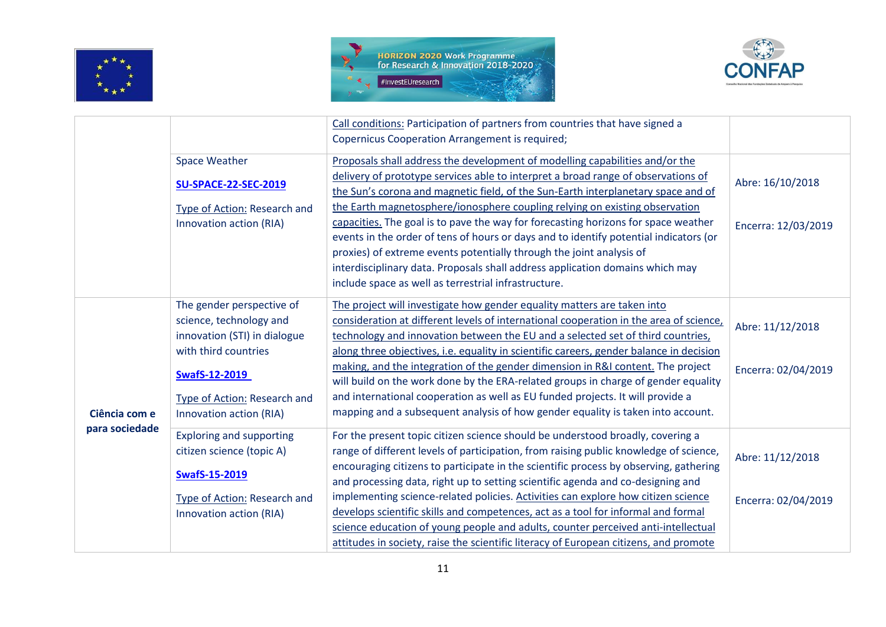| | | | |
|---|---|---|---|
| | | Call conditions: Participation of partners from countries that have signed a Copernicus Cooperation Arrangement is required; | |
| | Space Weather<br><br>**SU-SPACE-22-SEC-2019**<br><br>Type of Action: Research and Innovation action (RIA) | Proposals shall address the development of modelling capabilities and/or the delivery of prototype services able to interpret a broad range of observations of the Sun's corona and magnetic field, of the Sun-Earth interplanetary space and of the Earth magnetosphere/ionosphere coupling relying on existing observation capacities. The goal is to pave the way for forecasting horizons for space weather events in the order of tens of hours or days and to identify potential indicators (or proxies) of extreme events potentially through the joint analysis of interdisciplinary data. Proposals shall address application domains which may include space as well as terrestrial infrastructure. | Abre: 16/10/2018<br><br>Encerra: 12/03/2019 |
| **Ciência com e para sociedade** | The gender perspective of science, technology and innovation (STI) in dialogue with third countries<br><br>**SwafS-12-2019**<br><br>Type of Action: Research and Innovation action (RIA) | The project will investigate how gender equality matters are taken into consideration at different levels of international cooperation in the area of science, technology and innovation between the EU and a selected set of third countries, along three objectives, i.e. equality in scientific careers, gender balance in decision making, and the integration of the gender dimension in R&I content. The project will build on the work done by the ERA-related groups in charge of gender equality and international cooperation as well as EU funded projects. It will provide a mapping and a subsequent analysis of how gender equality is taken into account. | Abre: 11/12/2018<br><br>Encerra: 02/04/2019 |
| | Exploring and supporting citizen science (topic A)<br><br>**SwafS-15-2019**<br><br>Type of Action: Research and Innovation action (RIA) | For the present topic citizen science should be understood broadly, covering a range of different levels of participation, from raising public knowledge of science, encouraging citizens to participate in the scientific process by observing, gathering and processing data, right up to setting scientific agenda and co-designing and implementing science-related policies. Activities can explore how citizen science develops scientific skills and competences, act as a tool for informal and formal science education of young people and adults, counter perceived anti-intellectual attitudes in society, raise the scientific literacy of European citizens, and promote | Abre: 11/12/2018<br><br>Encerra: 02/04/2019 |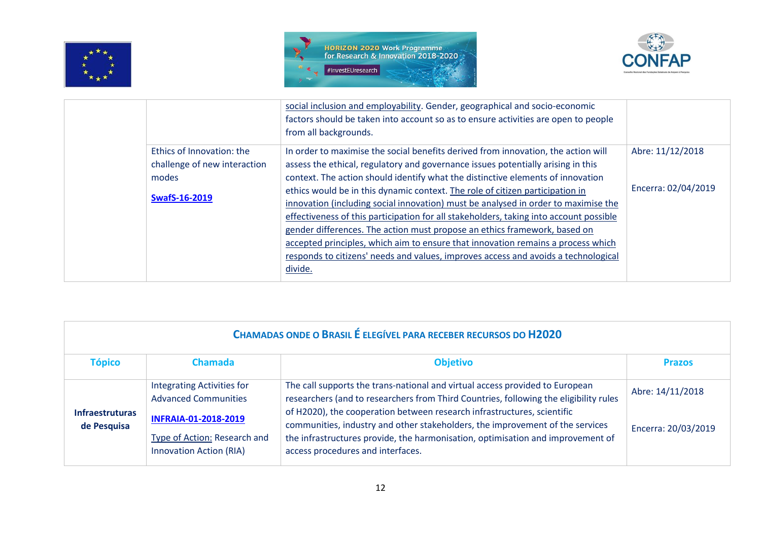| | | | |
|---|---|---|---|
| | | social inclusion and employability. Gender, geographical and socio-economic factors should be taken into account so as to ensure activities are open to people from all backgrounds. | |
| | Ethics of Innovation: the challenge of new interaction modes<br><br>**SwafS-16-2019** | In order to maximise the social benefits derived from innovation, the action will assess the ethical, regulatory and governance issues potentially arising in this context. The action should identify what the distinctive elements of innovation ethics would be in this dynamic context. The role of citizen participation in innovation (including social innovation) must be analysed in order to maximise the effectiveness of this participation for all stakeholders, taking into account possible gender differences. The action must propose an ethics framework, based on accepted principles, which aim to ensure that innovation remains a process which responds to citizens' needs and values, improves access and avoids a technological divide. | Abre: 11/12/2018<br><br>Encerra: 02/04/2019 |

## Chamadas onde o Brasil é elegível para receber recursos do H2020

| Tópico | Chamada | Objetivo | Prazos |
|---|---|---|---|
| **Infraestruturas de Pesquisa** | Integrating Activities for Advanced Communities<br><br>**INFRAIA-01-2018-2019**<br><br>Type of Action: Research and Innovation Action (RIA) | The call supports the trans-national and virtual access provided to European researchers (and to researchers from Third Countries, following the eligibility rules of H2020), the cooperation between research infrastructures, scientific communities, industry and other stakeholders, the improvement of the services the infrastructures provide, the harmonisation, optimisation and improvement of access procedures and interfaces. | Abre: 14/11/2018<br><br>Encerra: 20/03/2019 |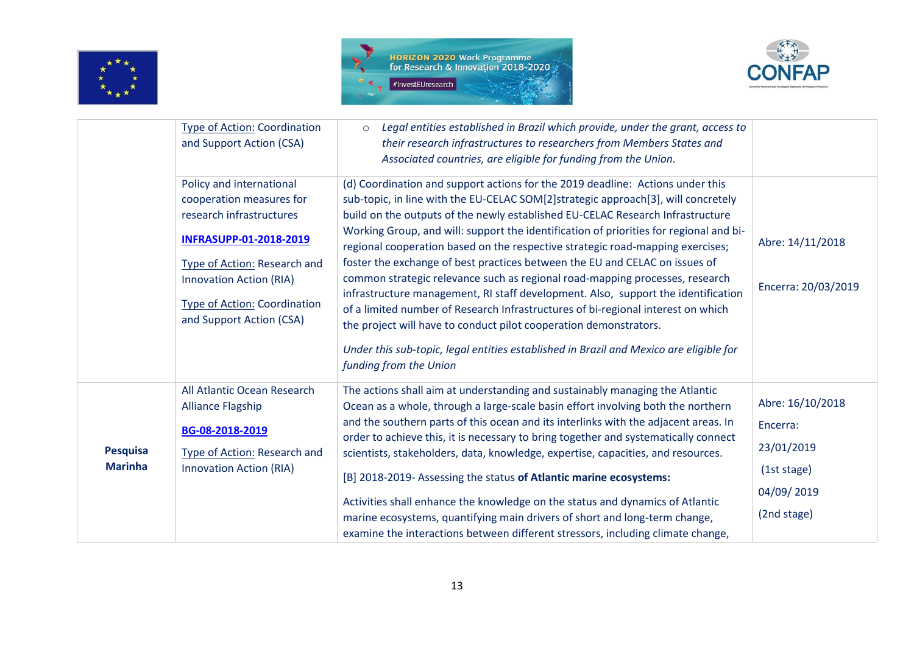| | | | |
|---|---|---|---|
| | Type of Action: Coordination and Support Action (CSA) | ○ *Legal entities established in Brazil which provide, under the grant, access to their research infrastructures to researchers from Members States and Associated countries, are eligible for funding from the Union.* | |
| | Policy and international cooperation measures for research infrastructures<br><br>**INFRASUPP-01-2018-2019**<br><br>Type of Action: Research and Innovation Action (RIA)<br><br>Type of Action: Coordination and Support Action (CSA) | (d) Coordination and support actions for the 2019 deadline: Actions under this sub-topic, in line with the EU-CELAC SOM[2]strategic approach[3], will concretely build on the outputs of the newly established EU-CELAC Research Infrastructure Working Group, and will: support the identification of priorities for regional and bi-regional cooperation based on the respective strategic road-mapping exercises; foster the exchange of best practices between the EU and CELAC on issues of common strategic relevance such as regional road-mapping processes, research infrastructure management, RI staff development. Also, support the identification of a limited number of Research Infrastructures of bi-regional interest on which the project will have to conduct pilot cooperation demonstrators.<br><br>*Under this sub-topic, legal entities established in Brazil and Mexico are eligible for funding from the Union* | Abre: 14/11/2018<br><br>Encerra: 20/03/2019 |
| **Pesquisa Marinha** | All Atlantic Ocean Research Alliance Flagship<br><br>**BG-08-2018-2019**<br><br>Type of Action: Research and Innovation Action (RIA) | The actions shall aim at understanding and sustainably managing the Atlantic Ocean as a whole, through a large-scale basin effort involving both the northern and the southern parts of this ocean and its interlinks with the adjacent areas. In order to achieve this, it is necessary to bring together and systematically connect scientists, stakeholders, data, knowledge, expertise, capacities, and resources.<br><br>[B] 2018-2019- Assessing the status **of Atlantic marine ecosystems:**<br><br>Activities shall enhance the knowledge on the status and dynamics of Atlantic marine ecosystems, quantifying main drivers of short and long-term change, examine the interactions between different stressors, including climate change, | Abre: 16/10/2018<br><br>Encerra:<br><br>23/01/2019<br><br>(1st stage)<br><br>04/09/ 2019<br><br>(2nd stage) |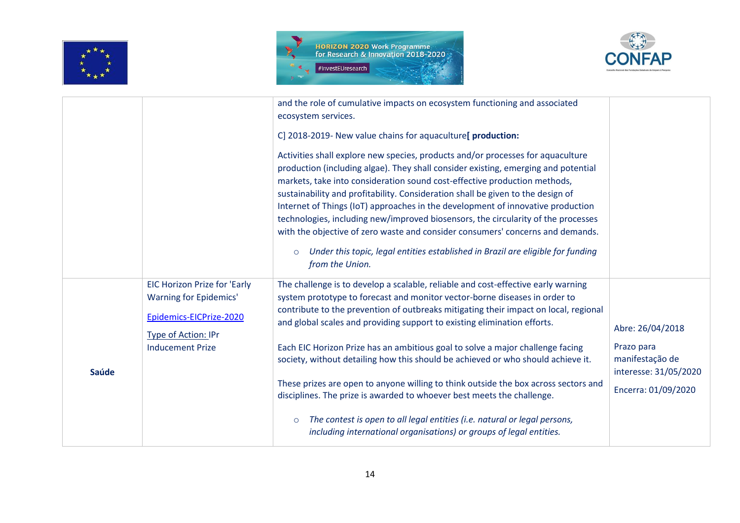| | | | |
|---|---|---|---|
| | | and the role of cumulative impacts on ecosystem functioning and associated ecosystem services.<br><br>C] 2018-2019- New value chains for aquaculture**[ production:**<br><br>Activities shall explore new species, products and/or processes for aquaculture production (including algae). They shall consider existing, emerging and potential markets, take into consideration sound cost-effective production methods, sustainability and profitability. Consideration shall be given to the design of Internet of Things (IoT) approaches in the development of innovative production technologies, including new/improved biosensors, the circularity of the processes with the objective of zero waste and consider consumers' concerns and demands.<br><br>◦ *Under this topic, legal entities established in Brazil are eligible for funding from the Union.* | |
| **Saúde** | EIC Horizon Prize for 'Early Warning for Epidemics'<br><br>Epidemics-EICPrize-2020<br><br>Type of Action: IPr Inducement Prize | The challenge is to develop a scalable, reliable and cost-effective early warning system prototype to forecast and monitor vector-borne diseases in order to contribute to the prevention of outbreaks mitigating their impact on local, regional and global scales and providing support to existing elimination efforts.<br><br>Each EIC Horizon Prize has an ambitious goal to solve a major challenge facing society, without detailing how this should be achieved or who should achieve it.<br><br>These prizes are open to anyone willing to think outside the box across sectors and disciplines. The prize is awarded to whoever best meets the challenge.<br><br>◦ *The contest is open to all legal entities (i.e. natural or legal persons, including international organisations) or groups of legal entities.* | Abre: 26/04/2018<br><br>Prazo para manifestação de interesse: 31/05/2020<br><br>Encerra: 01/09/2020 |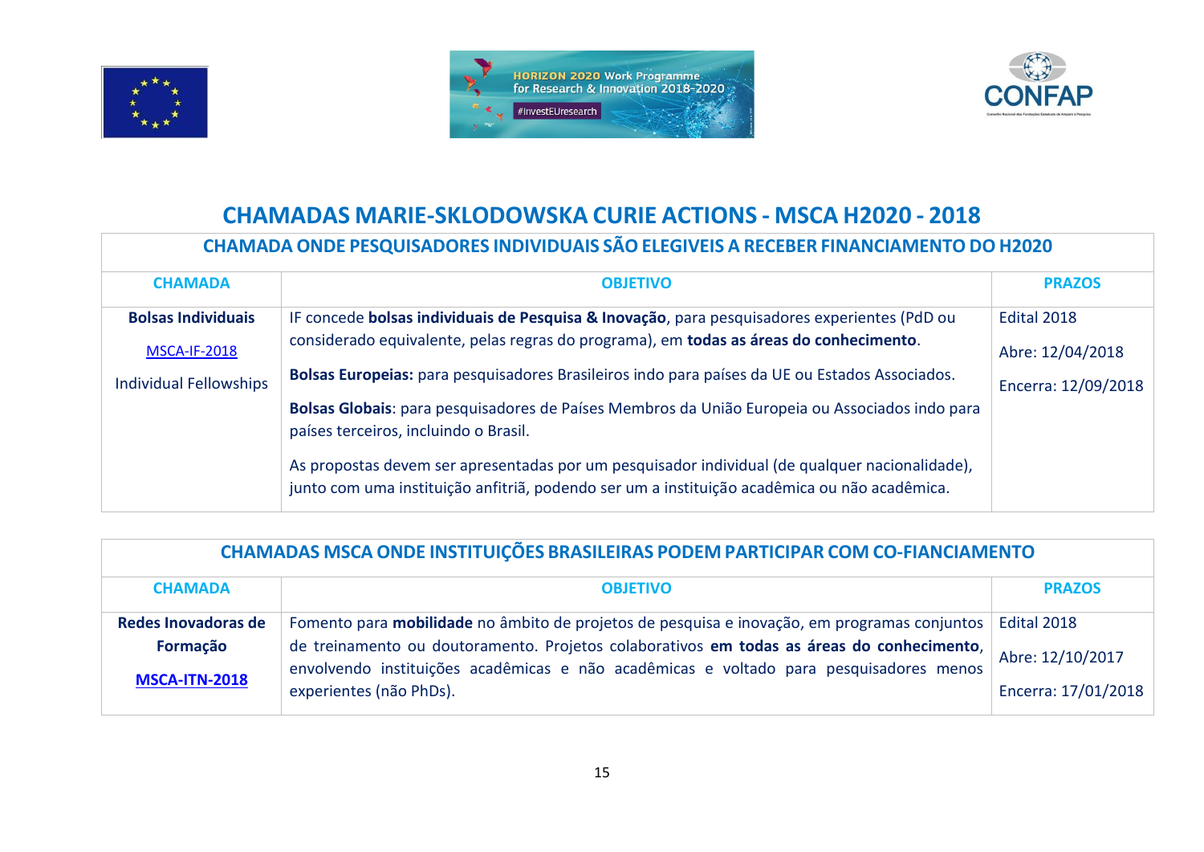# CHAMADAS MARIE-SKLODOWSKA CURIE ACTIONS - MSCA H2020 - 2018

## CHAMADA ONDE PESQUISADORES INDIVIDUAIS SÃO ELEGIVEIS A RECEBER FINANCIAMENTO DO H2020

| CHAMADA | OBJETIVO | PRAZOS |
|---|---|---|
| **Bolsas Individuais**<br><br>MSCA-IF-2018<br><br>Individual Fellowships | IF concede **bolsas individuais de Pesquisa & Inovação**, para pesquisadores experientes (PdD ou considerado equivalente, pelas regras do programa), em **todas as áreas do conhecimento**.<br><br>**Bolsas Europeias:** para pesquisadores Brasileiros indo para países da UE ou Estados Associados.<br><br>**Bolsas Globais**: para pesquisadores de Países Membros da União Europeia ou Associados indo para países terceiros, incluindo o Brasil.<br><br>As propostas devem ser apresentadas por um pesquisador individual (de qualquer nacionalidade), junto com uma instituição anfitriã, podendo ser um a instituição acadêmica ou não acadêmica. | Edital 2018<br><br>Abre: 12/04/2018<br><br>Encerra: 12/09/2018 |

## CHAMADAS MSCA ONDE INSTITUIÇÕES BRASILEIRAS PODEM PARTICIPAR COM CO-FIANCIAMENTO

| CHAMADA | OBJETIVO | PRAZOS |
|---|---|---|
| **Redes Inovadoras de Formação**<br><br>**MSCA-ITN-2018** | Fomento para **mobilidade** no âmbito de projetos de pesquisa e inovação, em programas conjuntos de treinamento ou doutoramento. Projetos colaborativos **em todas as áreas do conhecimento**, envolvendo instituições acadêmicas e não acadêmicas e voltado para pesquisadores menos experientes (não PhDs). | Edital 2018<br><br>Abre: 12/10/2017<br><br>Encerra: 17/01/2018 |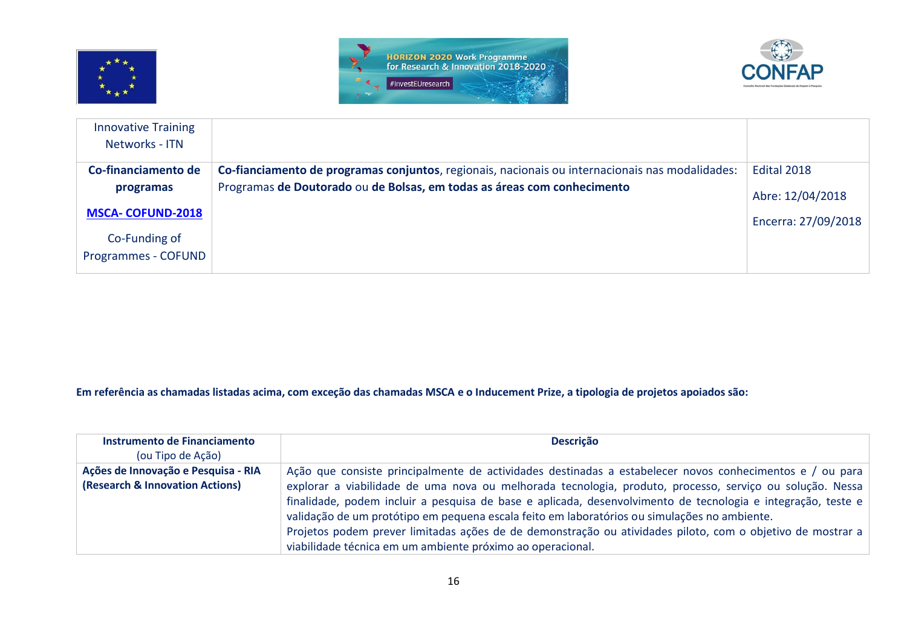| | | |
|---|---|---|
| Innovative Training Networks - ITN | | |
| **Co-financiamento de programas** **MSCA- COFUND-2018** Co-Funding of Programmes - COFUND | **Co-fianciamento de programas conjuntos**, regionais, nacionais ou internacionais nas modalidades: Programas **de Doutorado** ou **de Bolsas, em todas as áreas com conhecimento** | Edital 2018 Abre: 12/04/2018 Encerra: 27/09/2018 |

**Em referência as chamadas listadas acima, com exceção das chamadas MSCA e o Inducement Prize, a tipologia de projetos apoiados são:**

| **Instrumento de Financiamento** (ou Tipo de Ação) | **Descrição** |
|---|---|
| **Ações de Innovação e Pesquisa - RIA (Research & Innovation Actions)** | Ação que consiste principalmente de actividades destinadas a estabelecer novos conhecimentos e / ou para explorar a viabilidade de uma nova ou melhorada tecnologia, produto, processo, serviço ou solução. Nessa finalidade, podem incluir a pesquisa de base e aplicada, desenvolvimento de tecnologia e integração, teste e validação de um protótipo em pequena escala feito em laboratórios ou simulações no ambiente. Projetos podem prever limitadas ações de de demonstração ou atividades piloto, com o objetivo de mostrar a viabilidade técnica em um ambiente próximo ao operacional. |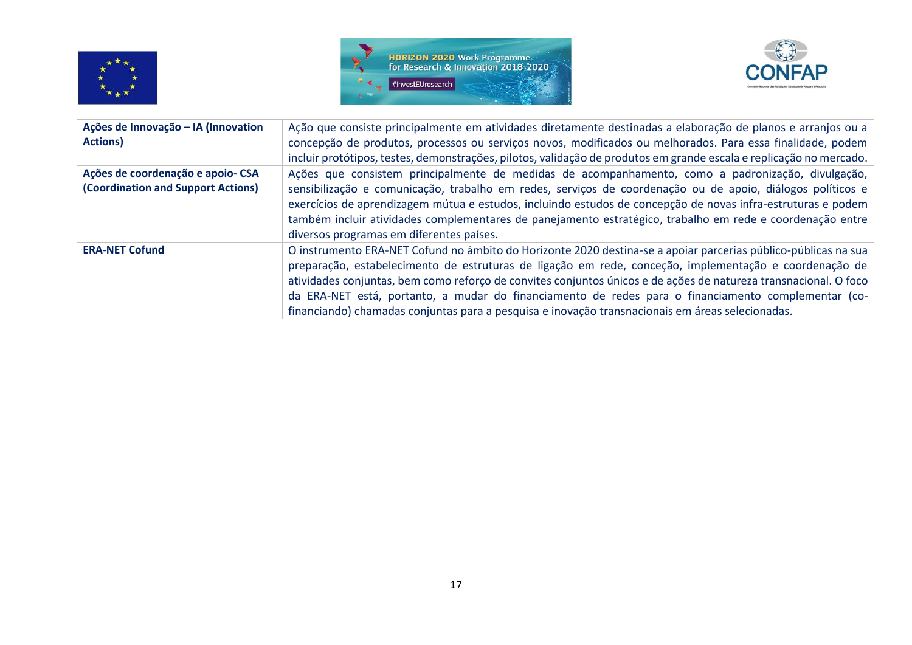| | |
|---|---|
| **Ações de Inovação – IA (Innovation Actions)** | Ação que consiste principalmente em atividades diretamente destinadas a elaboração de planos e arranjos ou a concepção de produtos, processos ou serviços novos, modificados ou melhorados. Para essa finalidade, podem incluir protótipos, testes, demonstrações, pilotos, validação de produtos em grande escala e replicação no mercado. |
| **Ações de coordenação e apoio- CSA (Coordination and Support Actions)** | Ações que consistem principalmente de medidas de acompanhamento, como a padronização, divulgação, sensibilização e comunicação, trabalho em redes, serviços de coordenação ou de apoio, diálogos políticos e exercícios de aprendizagem mútua e estudos, incluindo estudos de concepção de novas infra-estruturas e podem também incluir atividades complementares de panejamento estratégico, trabalho em rede e coordenação entre diversos programas em diferentes países. |
| **ERA-NET Cofund** | O instrumento ERA-NET Cofund no âmbito do Horizonte 2020 destina-se a apoiar parcerias público-públicas na sua preparação, estabelecimento de estruturas de ligação em rede, conceção, implementação e coordenação de atividades conjuntas, bem como reforço de convites conjuntos únicos e de ações de natureza transnacional. O foco da ERA-NET está, portanto, a mudar do financiamento de redes para o financiamento complementar (co-financiando) chamadas conjuntas para a pesquisa e inovação transnacionais em áreas selecionadas. |